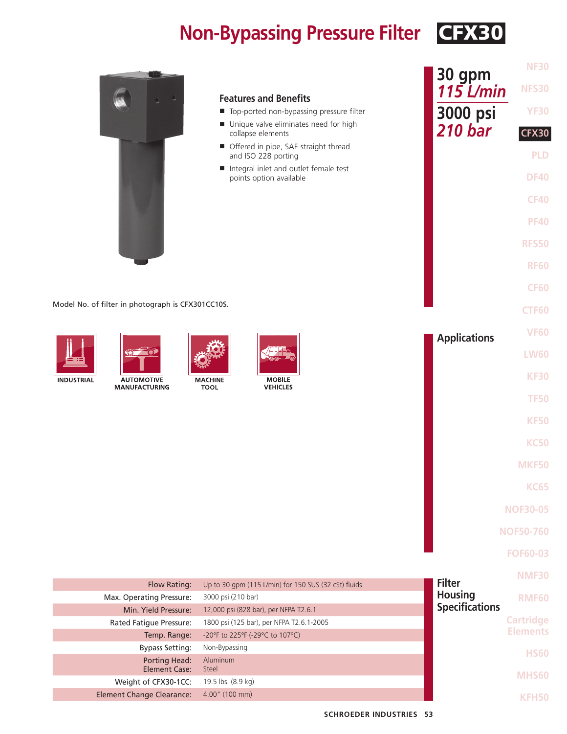# Non-Bypassing Pressure Filter CFX30

**30 gpm**
***115 L/min***

**3000 psi**
***210 bar***

### Features and Benefits

- Top-ported non-bypassing pressure filter
- Unique valve eliminates need for high collapse elements
- Offered in pipe, SAE straight thread and ISO 228 porting
- Integral inlet and outlet female test points option available

Model No. of filter in photograph is CFX301CC10S.

### Applications

INDUSTRIAL

AUTOMOTIVE MANUFACTURING

MACHINE TOOL

MOBILE VEHICLES

### Filter Housing Specifications

| | |
|---|---|
| Flow Rating: | Up to 30 gpm (115 L/min) for 150 SUS (32 cSt) fluids |
| Max. Operating Pressure: | 3000 psi (210 bar) |
| Min. Yield Pressure: | 12,000 psi (828 bar), per NFPA T2.6.1 |
| Rated Fatigue Pressure: | 1800 psi (125 bar), per NFPA T2.6.1-2005 |
| Temp. Range: | -20°F to 225°F (-29°C to 107°C) |
| Bypass Setting: | Non-Bypassing |
| Porting Head: | Aluminum |
| Element Case: | Steel |
| Weight of CFX30-1CC: | 19.5 lbs. (8.9 kg) |
| Element Change Clearance: | 4.00" (100 mm) |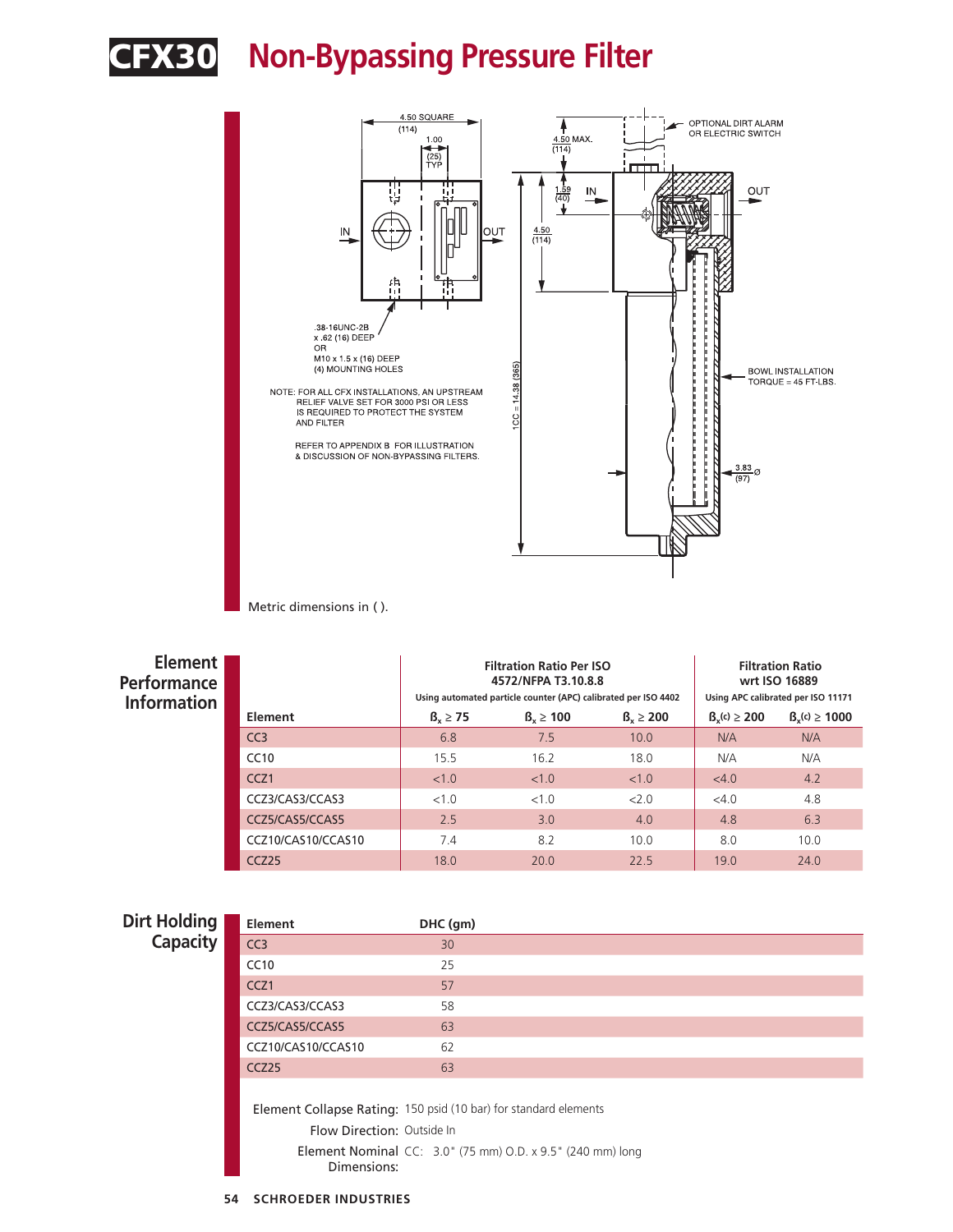# CFX30 Non-Bypassing Pressure Filter

4.50 SQUARE (114)

1.00 (25) TYP

IN

OUT

.38-16UNC-2B x .62 (16) DEEP OR M10 x 1.5 x (16) DEEP (4) MOUNTING HOLES

NOTE: FOR ALL CFX INSTALLATIONS, AN UPSTREAM RELIEF VALVE SET FOR 3000 PSI OR LESS IS REQUIRED TO PROTECT THE SYSTEM AND FILTER

REFER TO APPENDIX B FOR ILLUSTRATION & DISCUSSION OF NON-BYPASSING FILTERS.

4.50 MAX. (114)

1.59 (40)

4.50 (114)

1CC = 14.38 (365)

OPTIONAL DIRT ALARM OR ELECTRIC SWITCH

BOWL INSTALLATION TORQUE = 45 FT-LBS.

3.83 (97) Ø

Metric dimensions in ( ).

## Element Performance Information

| Element | Filtration Ratio Per ISO 4572/NFPA T3.10.8.8 — Using automated particle counter (APC) calibrated per ISO 4402 | | | Filtration Ratio wrt ISO 16889 — Using APC calibrated per ISO 11171 | |
|---|---|---|---|---|---|
| | $\beta_x \geq 75$ | $\beta_x \geq 100$ | $\beta_x \geq 200$ | $\beta_x(c) \geq 200$ | $\beta_x(c) \geq 1000$ |
| CC3 | 6.8 | 7.5 | 10.0 | N/A | N/A |
| CC10 | 15.5 | 16.2 | 18.0 | N/A | N/A |
| CCZ1 | <1.0 | <1.0 | <1.0 | <4.0 | 4.2 |
| CCZ3/CAS3/CCAS3 | <1.0 | <1.0 | <2.0 | <4.0 | 4.8 |
| CCZ5/CAS5/CCAS5 | 2.5 | 3.0 | 4.0 | 4.8 | 6.3 |
| CCZ10/CAS10/CCAS10 | 7.4 | 8.2 | 10.0 | 8.0 | 10.0 |
| CCZ25 | 18.0 | 20.0 | 22.5 | 19.0 | 24.0 |

## Dirt Holding Capacity

| Element | DHC (gm) |
|---|---|
| CC3 | 30 |
| CC10 | 25 |
| CCZ1 | 57 |
| CCZ3/CAS3/CCAS3 | 58 |
| CCZ5/CAS5/CCAS5 | 63 |
| CCZ10/CAS10/CCAS10 | 62 |
| CCZ25 | 63 |

**Element Collapse Rating:** 150 psid (10 bar) for standard elements

**Flow Direction:** Outside In

**Element Nominal Dimensions:** CC: 3.0" (75 mm) O.D. x 9.5" (240 mm) long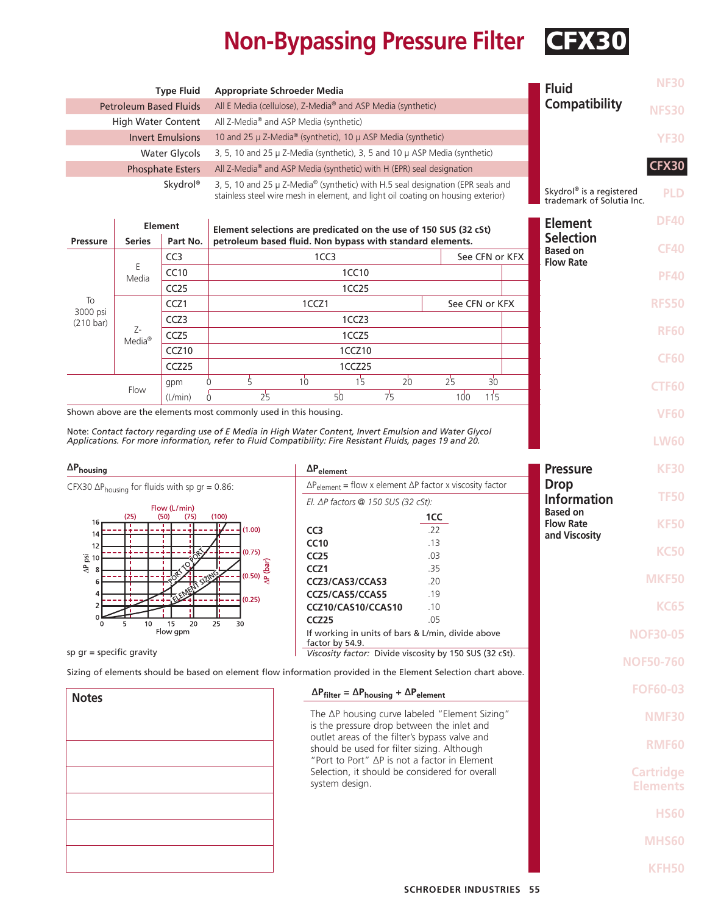# Non-Bypassing Pressure Filter CFX30

## Fluid Compatibility

| Type Fluid | Appropriate Schroeder Media |
|---|---|
| Petroleum Based Fluids | All E Media (cellulose), Z-Media® and ASP Media (synthetic) |
| High Water Content | All Z-Media® and ASP Media (synthetic) |
| Invert Emulsions | 10 and 25 μ Z-Media® (synthetic), 10 μ ASP Media (synthetic) |
| Water Glycols | 3, 5, 10 and 25 μ Z-Media (synthetic), 3, 5 and 10 μ ASP Media (synthetic) |
| Phosphate Esters | All Z-Media® and ASP Media (synthetic) with H (EPR) seal designation |
| Skydrol® | 3, 5, 10 and 25 μ Z-Media® (synthetic) with H.5 seal designation (EPR seals and stainless steel wire mesh in element, and light oil coating on housing exterior) |

Skydrol® is a registered trademark of Solutia Inc.

## Element Selection Based on Flow Rate

| Pressure | Element Series | Element Part No. | Element selections are predicated on the use of 150 SUS (32 cSt) petroleum based fluid. Non bypass with standard elements. |
|---|---|---|---|
| To 3000 psi (210 bar) | E Media | CC3 | 1CC3 — See CFN or KFX |
| | | CC10 | 1CC10 |
| | | CC25 | 1CC25 |
| | Z-Media® | CCZ1 | 1CCZ1 — See CFN or KFX |
| | | CCZ3 | 1CCZ3 |
| | | CCZ5 | 1CCZ5 |
| | | CCZ10 | 1CCZ10 |
| | | CCZ25 | 1CCZ25 |
| Flow | | gpm | 0, 5, 10, 15, 20, 25, 30 |
| | | (L/min) | 0, 25, 50, 75, 100, 115 |

Shown above are the elements most commonly used in this housing.

Note: *Contact factory regarding use of E Media in High Water Content, Invert Emulsion and Water Glycol Applications. For more information, refer to Fluid Compatibility: Fire Resistant Fluids, pages 19 and 20.*

## Pressure Drop Information Based on Flow Rate and Viscosity

### $\Delta P_{housing}$

CFX30 $\Delta P_{housing}$ for fluids with sp gr = 0.86:

Chart: ΔP psi (0–16) / ΔP (bar) (0.25–1.00) vs. Flow gpm (0–30) / Flow (L/min) (25–100); curves labeled "PORT TO PORT" and "ELEMENT SIZING".

sp gr = specific gravity

### $\Delta P_{element}$

$\Delta P_{element}$ = flow x element ΔP factor x viscosity factor

*El. ΔP factors @ 150 SUS (32 cSt):*

| | 1CC |
|---|---|
| **CC3** | .22 |
| **CC10** | .13 |
| **CC25** | .03 |
| **CCZ1** | .35 |
| **CCZ3/CAS3/CCAS3** | .20 |
| **CCZ5/CAS5/CCAS5** | .19 |
| **CCZ10/CAS10/CCAS10** | .10 |
| **CCZ25** | .05 |

If working in units of bars & L/min, divide above factor by 54.9.

*Viscosity factor:* Divide viscosity by 150 SUS (32 cSt).

Sizing of elements should be based on element flow information provided in the Element Selection chart above.

### $\Delta P_{filter} = \Delta P_{housing} + \Delta P_{element}$

The ΔP housing curve labeled "Element Sizing" is the pressure drop between the inlet and outlet areas of the filter's bypass valve and should be used for filter sizing. Although "Port to Port" ΔP is not a factor in Element Selection, it should be considered for overall system design.

## Notes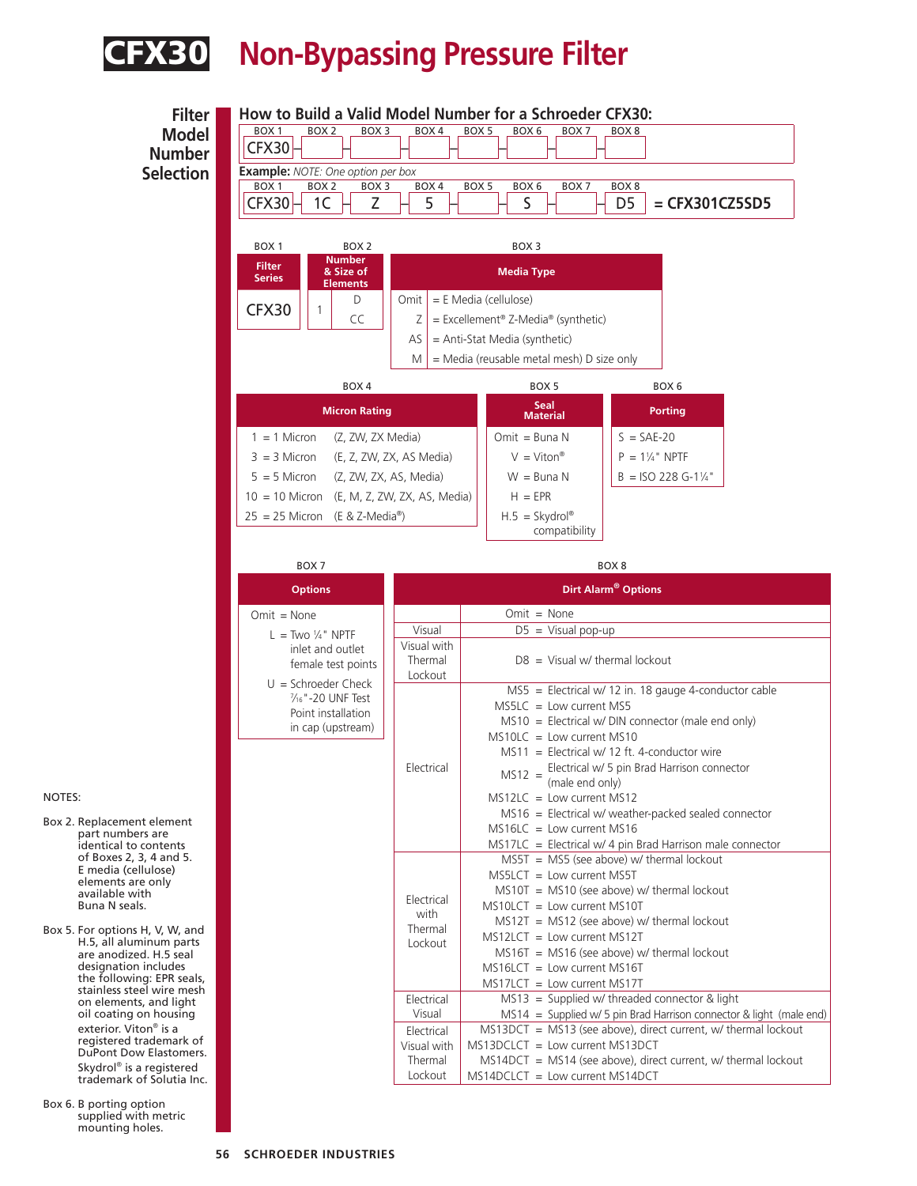# CFX30 Non-Bypassing Pressure Filter

## Filter Model Number Selection

### How to Build a Valid Model Number for a Schroeder CFX30:

| BOX 1 | BOX 2 | BOX 3 | BOX 4 | BOX 5 | BOX 6 | BOX 7 | BOX 8 |
|---|---|---|---|---|---|---|---|
| CFX30 | | | | | | | |

**Example:** *NOTE: One option per box*

| BOX 1 | BOX 2 | BOX 3 | BOX 4 | BOX 5 | BOX 6 | BOX 7 | BOX 8 | |
|---|---|---|---|---|---|---|---|---|
| CFX30 | 1C | Z | 5 | | S | | D5 | = CFX301CZ5SD5 |

**BOX 1 – Filter Series**

CFX30

**BOX 2 – Number & Size of Elements**

| Number | Size |
|---|---|
| 1 | D |
| | CC |

**BOX 3 – Media Type**

| Code | Description |
|---|---|
| Omit | = E Media (cellulose) |
| Z | = Excellement® Z-Media® (synthetic) |
| AS | = Anti-Stat Media (synthetic) |
| M | = Media (reusable metal mesh) D size only |

**BOX 4 – Micron Rating**

| Code | Rating | Media |
|---|---|---|
| 1 | = 1 Micron | (Z, ZW, ZX Media) |
| 3 | = 3 Micron | (E, Z, ZW, ZX, AS Media) |
| 5 | = 5 Micron | (Z, ZW, ZX, AS, Media) |
| 10 | = 10 Micron | (E, M, Z, ZW, ZX, AS, Media) |
| 25 | = 25 Micron | (E & Z-Media®) |

**BOX 5 – Seal Material**

| Code | Description |
|---|---|
| Omit | = Buna N |
| V | = Viton® |
| W | = Buna N |
| H | = EPR |
| H.5 | = Skydrol® compatibility |

**BOX 6 – Porting**

| Code | Description |
|---|---|
| S | = SAE-20 |
| P | = 1¼" NPTF |
| B | = ISO 228 G-1¼" |

**BOX 7 – Options**

| Code | Description |
|---|---|
| Omit | = None |
| L | = Two ¼" NPTF inlet and outlet female test points |
| U | = Schroeder Check 7⁄16"-20 UNF Test Point installation in cap (upstream) |

**BOX 8 – Dirt Alarm® Options**

| Type | Code | Description |
|---|---|---|
| | Omit | = None |
| Visual | D5 | = Visual pop-up |
| Visual with Thermal Lockout | D8 | = Visual w/ thermal lockout |
| Electrical | MS5 | = Electrical w/ 12 in. 18 gauge 4-conductor cable |
| | MS5LC | = Low current MS5 |
| | MS10 | = Electrical w/ DIN connector (male end only) |
| | MS10LC | = Low current MS10 |
| | MS11 | = Electrical w/ 12 ft. 4-conductor wire |
| | MS12 | = Electrical w/ 5 pin Brad Harrison connector (male end only) |
| | MS12LC | = Low current MS12 |
| | MS16 | = Electrical w/ weather-packed sealed connector |
| | MS16LC | = Low current MS16 |
| | MS17LC | = Electrical w/ 4 pin Brad Harrison male connector |
| Electrical with Thermal Lockout | MS5T | = MS5 (see above) w/ thermal lockout |
| | MS5LCT | = Low current MS5T |
| | MS10T | = MS10 (see above) w/ thermal lockout |
| | MS10LCT | = Low current MS10T |
| | MS12T | = MS12 (see above) w/ thermal lockout |
| | MS12LCT | = Low current MS12T |
| | MS16T | = MS16 (see above) w/ thermal lockout |
| | MS16LCT | = Low current MS16T |
| | MS17LCT | = Low current MS17T |
| Electrical Visual | MS13 | = Supplied w/ threaded connector & light |
| | MS14 | = Supplied w/ 5 pin Brad Harrison connector & light (male end) |
| Electrical Visual with Thermal Lockout | MS13DCT | = MS13 (see above), direct current, w/ thermal lockout |
| | MS13DCLCT | = Low current MS13DCT |
| | MS14DCT | = MS14 (see above), direct current, w/ thermal lockout |
| | MS14DCLCT | = Low current MS14DCT |

NOTES:

Box 2. Replacement element part numbers are identical to contents of Boxes 2, 3, 4 and 5. E media (cellulose) elements are only available with Buna N seals.

Box 5. For options H, V, W, and H.5, all aluminum parts are anodized. H.5 seal designation includes the following: EPR seals, stainless steel wire mesh on elements, and light oil coating on housing exterior. Viton® is a registered trademark of DuPont Dow Elastomers. Skydrol® is a registered trademark of Solutia Inc.

Box 6. B porting option supplied with metric mounting holes.